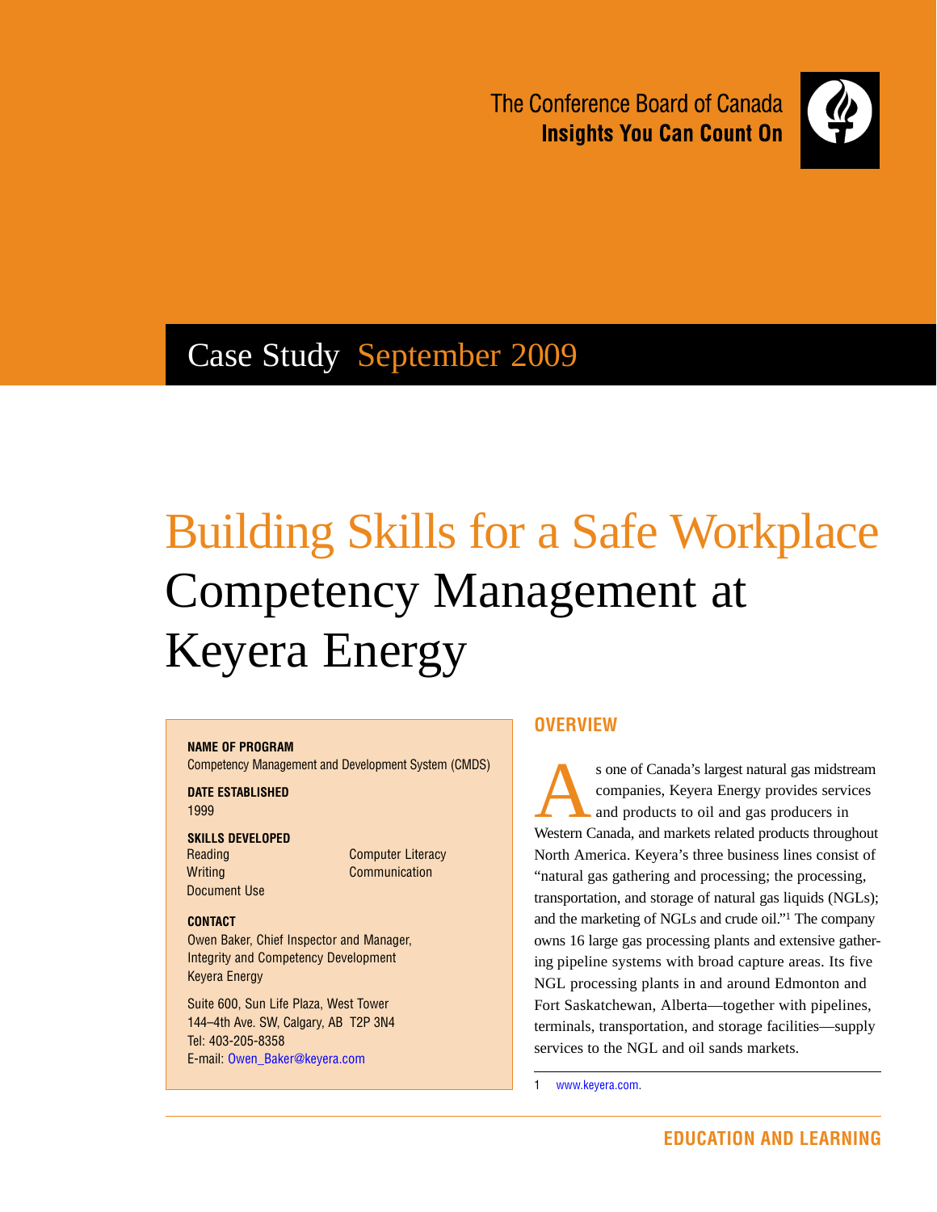The Conference Board of Canada
**Insights You Can Count On**

Case Study September 2009

# Building Skills for a Safe Workplace
## Competency Management at Keyera Energy

**NAME OF PROGRAM**
Competency Management and Development System (CMDS)

**DATE ESTABLISHED**
1999

**SKILLS DEVELOPED**
- Reading
- Writing
- Document Use
- Computer Literacy
- Communication

**CONTACT**
Owen Baker, Chief Inspector and Manager,
Integrity and Competency Development
Keyera Energy

Suite 600, Sun Life Plaza, West Tower
144–4th Ave. SW, Calgary, AB T2P 3N4
Tel: 403-205-8358
E-mail: Owen_Baker@keyera.com

## OVERVIEW

As one of Canada's largest natural gas midstream companies, Keyera Energy provides services and products to oil and gas producers in Western Canada, and markets related products throughout North America. Keyera's three business lines consist of "natural gas gathering and processing; the processing, transportation, and storage of natural gas liquids (NGLs); and the marketing of NGLs and crude oil."[1] The company owns 16 large gas processing plants and extensive gathering pipeline systems with broad capture areas. Its five NGL processing plants in and around Edmonton and Fort Saskatchewan, Alberta—together with pipelines, terminals, transportation, and storage facilities—supply services to the NGL and oil sands markets.

1 www.keyera.com.

EDUCATION AND LEARNING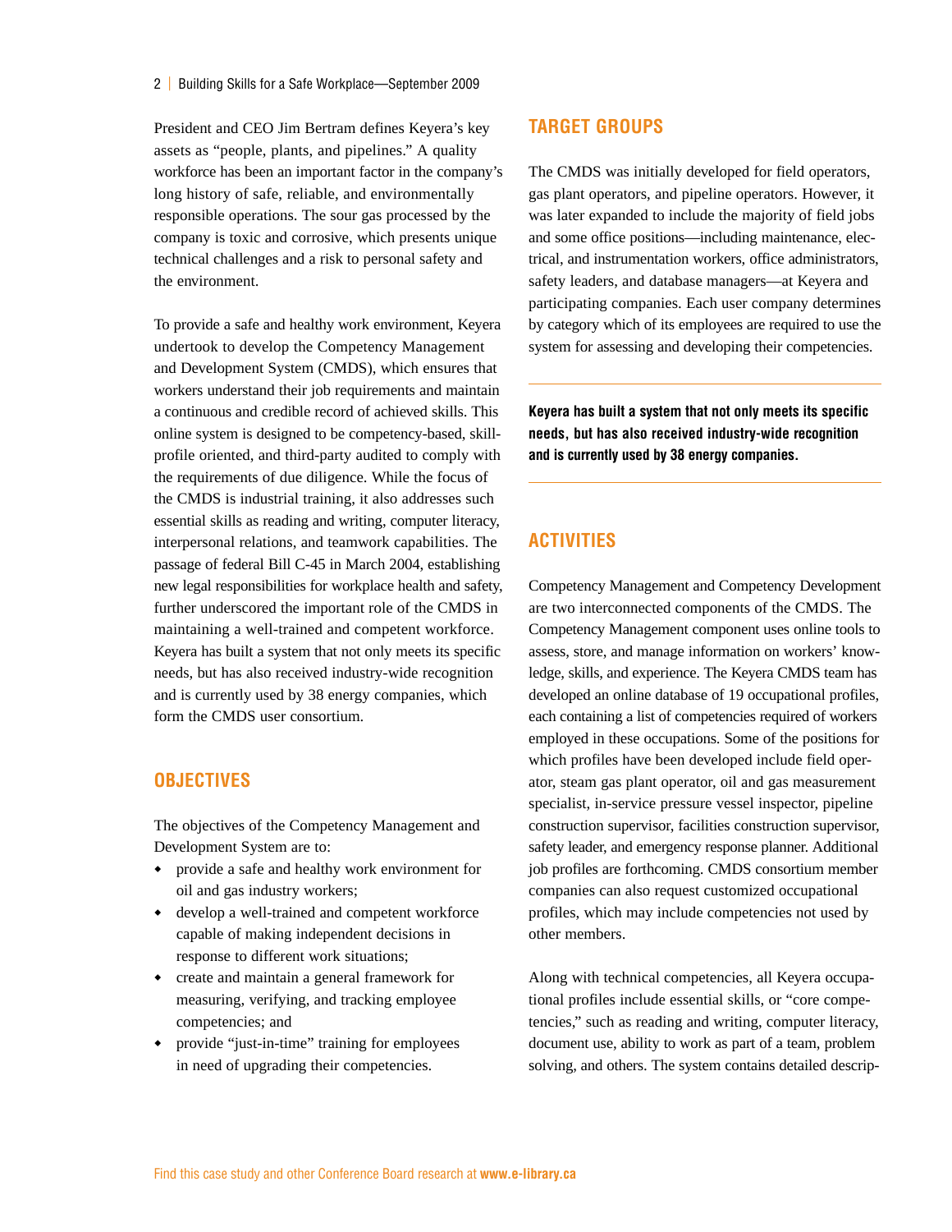President and CEO Jim Bertram defines Keyera's key assets as "people, plants, and pipelines." A quality workforce has been an important factor in the company's long history of safe, reliable, and environmentally responsible operations. The sour gas processed by the company is toxic and corrosive, which presents unique technical challenges and a risk to personal safety and the environment.

To provide a safe and healthy work environment, Keyera undertook to develop the Competency Management and Development System (CMDS), which ensures that workers understand their job requirements and maintain a continuous and credible record of achieved skills. This online system is designed to be competency-based, skill-profile oriented, and third-party audited to comply with the requirements of due diligence. While the focus of the CMDS is industrial training, it also addresses such essential skills as reading and writing, computer literacy, interpersonal relations, and teamwork capabilities. The passage of federal Bill C-45 in March 2004, establishing new legal responsibilities for workplace health and safety, further underscored the important role of the CMDS in maintaining a well-trained and competent workforce. Keyera has built a system that not only meets its specific needs, but has also received industry-wide recognition and is currently used by 38 energy companies, which form the CMDS user consortium.

## OBJECTIVES

The objectives of the Competency Management and Development System are to:

- provide a safe and healthy work environment for oil and gas industry workers;
- develop a well-trained and competent workforce capable of making independent decisions in response to different work situations;
- create and maintain a general framework for measuring, verifying, and tracking employee competencies; and
- provide "just-in-time" training for employees in need of upgrading their competencies.

## TARGET GROUPS

The CMDS was initially developed for field operators, gas plant operators, and pipeline operators. However, it was later expanded to include the majority of field jobs and some office positions—including maintenance, electrical, and instrumentation workers, office administrators, safety leaders, and database managers—at Keyera and participating companies. Each user company determines by category which of its employees are required to use the system for assessing and developing their competencies.

**Keyera has built a system that not only meets its specific needs, but has also received industry-wide recognition and is currently used by 38 energy companies.**

## ACTIVITIES

Competency Management and Competency Development are two interconnected components of the CMDS. The Competency Management component uses online tools to assess, store, and manage information on workers' knowledge, skills, and experience. The Keyera CMDS team has developed an online database of 19 occupational profiles, each containing a list of competencies required of workers employed in these occupations. Some of the positions for which profiles have been developed include field operator, steam gas plant operator, oil and gas measurement specialist, in-service pressure vessel inspector, pipeline construction supervisor, facilities construction supervisor, safety leader, and emergency response planner. Additional job profiles are forthcoming. CMDS consortium member companies can also request customized occupational profiles, which may include competencies not used by other members.

Along with technical competencies, all Keyera occupational profiles include essential skills, or "core competencies," such as reading and writing, computer literacy, document use, ability to work as part of a team, problem solving, and others. The system contains detailed descrip-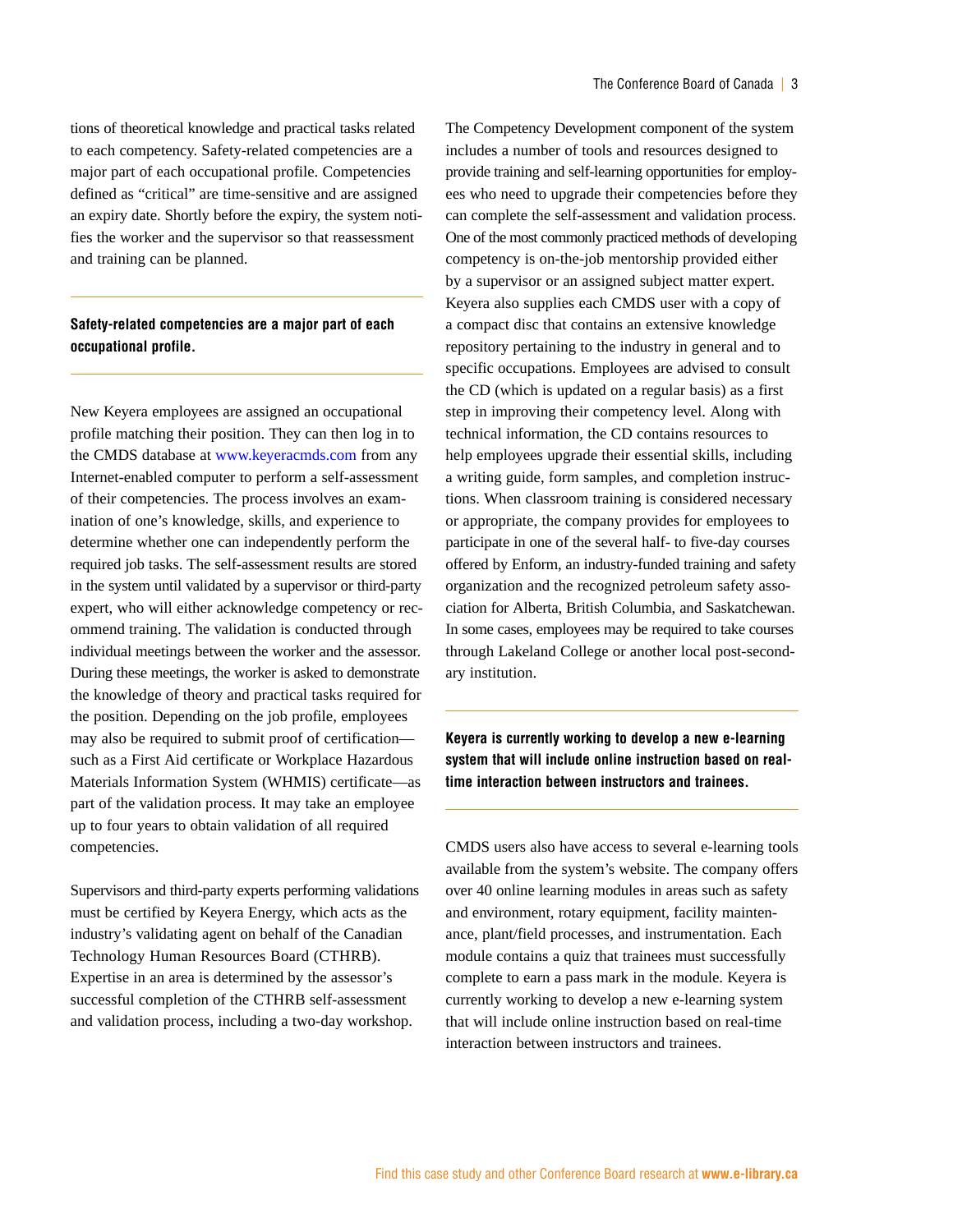tions of theoretical knowledge and practical tasks related to each competency. Safety-related competencies are a major part of each occupational profile. Competencies defined as "critical" are time-sensitive and are assigned an expiry date. Shortly before the expiry, the system notifies the worker and the supervisor so that reassessment and training can be planned.

**Safety-related competencies are a major part of each occupational profile.**

New Keyera employees are assigned an occupational profile matching their position. They can then log in to the CMDS database at www.keyeracmds.com from any Internet-enabled computer to perform a self-assessment of their competencies. The process involves an examination of one's knowledge, skills, and experience to determine whether one can independently perform the required job tasks. The self-assessment results are stored in the system until validated by a supervisor or third-party expert, who will either acknowledge competency or recommend training. The validation is conducted through individual meetings between the worker and the assessor. During these meetings, the worker is asked to demonstrate the knowledge of theory and practical tasks required for the position. Depending on the job profile, employees may also be required to submit proof of certification—such as a First Aid certificate or Workplace Hazardous Materials Information System (WHMIS) certificate—as part of the validation process. It may take an employee up to four years to obtain validation of all required competencies.

Supervisors and third-party experts performing validations must be certified by Keyera Energy, which acts as the industry's validating agent on behalf of the Canadian Technology Human Resources Board (CTHRB). Expertise in an area is determined by the assessor's successful completion of the CTHRB self-assessment and validation process, including a two-day workshop.

The Competency Development component of the system includes a number of tools and resources designed to provide training and self-learning opportunities for employees who need to upgrade their competencies before they can complete the self-assessment and validation process. One of the most commonly practiced methods of developing competency is on-the-job mentorship provided either by a supervisor or an assigned subject matter expert. Keyera also supplies each CMDS user with a copy of a compact disc that contains an extensive knowledge repository pertaining to the industry in general and to specific occupations. Employees are advised to consult the CD (which is updated on a regular basis) as a first step in improving their competency level. Along with technical information, the CD contains resources to help employees upgrade their essential skills, including a writing guide, form samples, and completion instructions. When classroom training is considered necessary or appropriate, the company provides for employees to participate in one of the several half- to five-day courses offered by Enform, an industry-funded training and safety organization and the recognized petroleum safety association for Alberta, British Columbia, and Saskatchewan. In some cases, employees may be required to take courses through Lakeland College or another local post-secondary institution.

**Keyera is currently working to develop a new e-learning system that will include online instruction based on real-time interaction between instructors and trainees.**

CMDS users also have access to several e-learning tools available from the system's website. The company offers over 40 online learning modules in areas such as safety and environment, rotary equipment, facility maintenance, plant/field processes, and instrumentation. Each module contains a quiz that trainees must successfully complete to earn a pass mark in the module. Keyera is currently working to develop a new e-learning system that will include online instruction based on real-time interaction between instructors and trainees.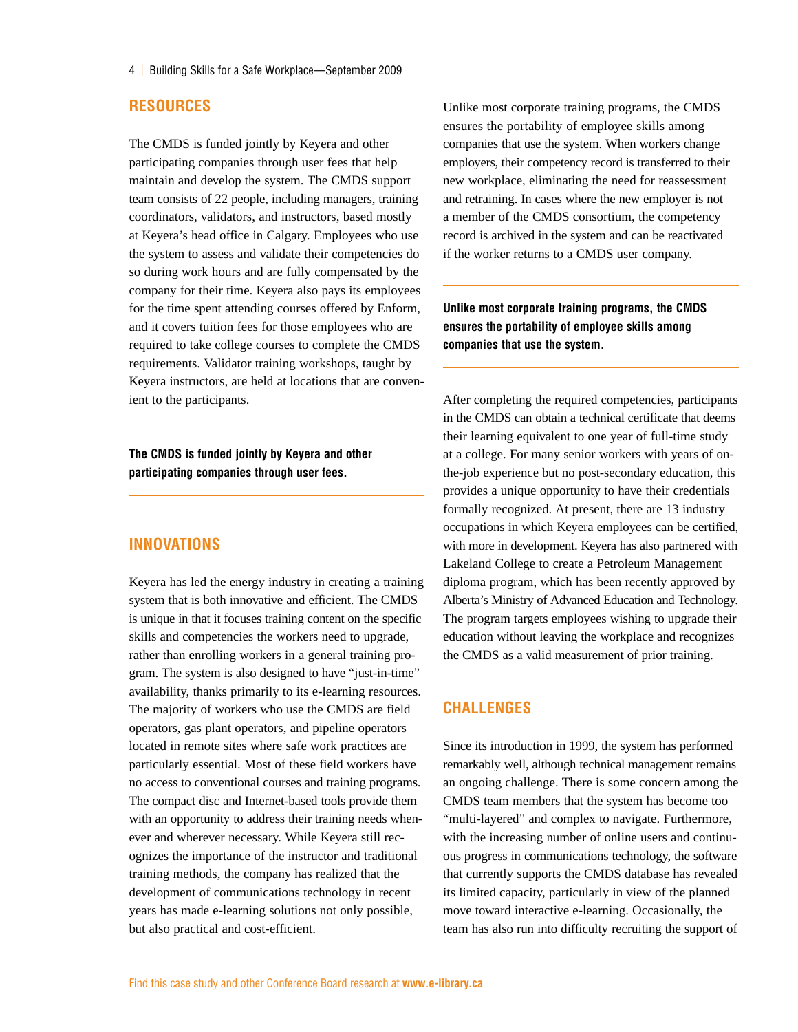## RESOURCES

The CMDS is funded jointly by Keyera and other participating companies through user fees that help maintain and develop the system. The CMDS support team consists of 22 people, including managers, training coordinators, validators, and instructors, based mostly at Keyera's head office in Calgary. Employees who use the system to assess and validate their competencies do so during work hours and are fully compensated by the company for their time. Keyera also pays its employees for the time spent attending courses offered by Enform, and it covers tuition fees for those employees who are required to take college courses to complete the CMDS requirements. Validator training workshops, taught by Keyera instructors, are held at locations that are convenient to the participants.

**The CMDS is funded jointly by Keyera and other participating companies through user fees.**

## INNOVATIONS

Keyera has led the energy industry in creating a training system that is both innovative and efficient. The CMDS is unique in that it focuses training content on the specific skills and competencies the workers need to upgrade, rather than enrolling workers in a general training program. The system is also designed to have "just-in-time" availability, thanks primarily to its e-learning resources. The majority of workers who use the CMDS are field operators, gas plant operators, and pipeline operators located in remote sites where safe work practices are particularly essential. Most of these field workers have no access to conventional courses and training programs. The compact disc and Internet-based tools provide them with an opportunity to address their training needs whenever and wherever necessary. While Keyera still recognizes the importance of the instructor and traditional training methods, the company has realized that the development of communications technology in recent years has made e-learning solutions not only possible, but also practical and cost-efficient.

Unlike most corporate training programs, the CMDS ensures the portability of employee skills among companies that use the system. When workers change employers, their competency record is transferred to their new workplace, eliminating the need for reassessment and retraining. In cases where the new employer is not a member of the CMDS consortium, the competency record is archived in the system and can be reactivated if the worker returns to a CMDS user company.

**Unlike most corporate training programs, the CMDS ensures the portability of employee skills among companies that use the system.**

After completing the required competencies, participants in the CMDS can obtain a technical certificate that deems their learning equivalent to one year of full-time study at a college. For many senior workers with years of on-the-job experience but no post-secondary education, this provides a unique opportunity to have their credentials formally recognized. At present, there are 13 industry occupations in which Keyera employees can be certified, with more in development. Keyera has also partnered with Lakeland College to create a Petroleum Management diploma program, which has been recently approved by Alberta's Ministry of Advanced Education and Technology. The program targets employees wishing to upgrade their education without leaving the workplace and recognizes the CMDS as a valid measurement of prior training.

## CHALLENGES

Since its introduction in 1999, the system has performed remarkably well, although technical management remains an ongoing challenge. There is some concern among the CMDS team members that the system has become too "multi-layered" and complex to navigate. Furthermore, with the increasing number of online users and continuous progress in communications technology, the software that currently supports the CMDS database has revealed its limited capacity, particularly in view of the planned move toward interactive e-learning. Occasionally, the team has also run into difficulty recruiting the support of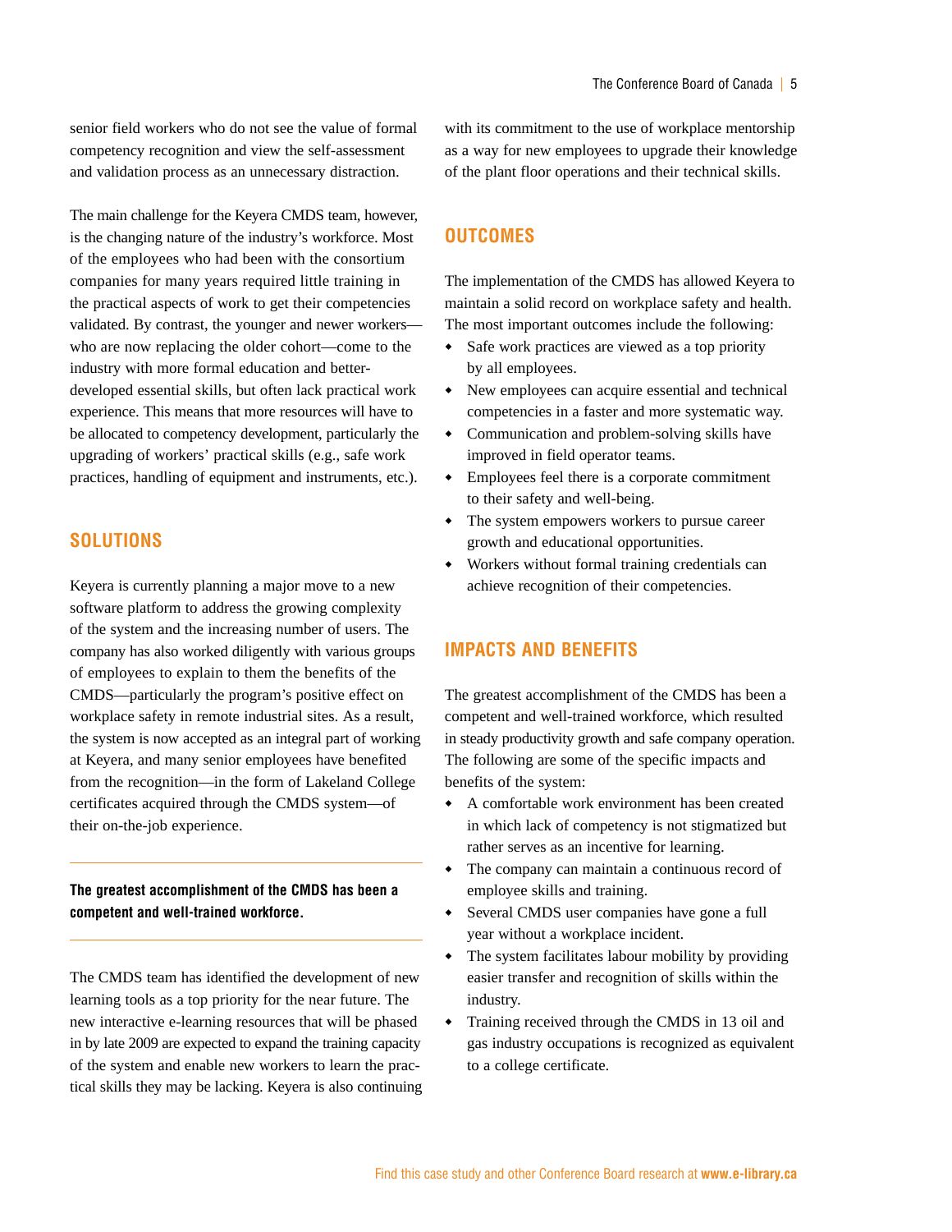senior field workers who do not see the value of formal competency recognition and view the self-assessment and validation process as an unnecessary distraction.

The main challenge for the Keyera CMDS team, however, is the changing nature of the industry's workforce. Most of the employees who had been with the consortium companies for many years required little training in the practical aspects of work to get their competencies validated. By contrast, the younger and newer workers—who are now replacing the older cohort—come to the industry with more formal education and better-developed essential skills, but often lack practical work experience. This means that more resources will have to be allocated to competency development, particularly the upgrading of workers' practical skills (e.g., safe work practices, handling of equipment and instruments, etc.).

## SOLUTIONS

Keyera is currently planning a major move to a new software platform to address the growing complexity of the system and the increasing number of users. The company has also worked diligently with various groups of employees to explain to them the benefits of the CMDS—particularly the program's positive effect on workplace safety in remote industrial sites. As a result, the system is now accepted as an integral part of working at Keyera, and many senior employees have benefited from the recognition—in the form of Lakeland College certificates acquired through the CMDS system—of their on-the-job experience.

**The greatest accomplishment of the CMDS has been a competent and well-trained workforce.**

The CMDS team has identified the development of new learning tools as a top priority for the near future. The new interactive e-learning resources that will be phased in by late 2009 are expected to expand the training capacity of the system and enable new workers to learn the practical skills they may be lacking. Keyera is also continuing with its commitment to the use of workplace mentorship as a way for new employees to upgrade their knowledge of the plant floor operations and their technical skills.

## OUTCOMES

The implementation of the CMDS has allowed Keyera to maintain a solid record on workplace safety and health. The most important outcomes include the following:

- Safe work practices are viewed as a top priority by all employees.
- New employees can acquire essential and technical competencies in a faster and more systematic way.
- Communication and problem-solving skills have improved in field operator teams.
- Employees feel there is a corporate commitment to their safety and well-being.
- The system empowers workers to pursue career growth and educational opportunities.
- Workers without formal training credentials can achieve recognition of their competencies.

## IMPACTS AND BENEFITS

The greatest accomplishment of the CMDS has been a competent and well-trained workforce, which resulted in steady productivity growth and safe company operation. The following are some of the specific impacts and benefits of the system:

- A comfortable work environment has been created in which lack of competency is not stigmatized but rather serves as an incentive for learning.
- The company can maintain a continuous record of employee skills and training.
- Several CMDS user companies have gone a full year without a workplace incident.
- The system facilitates labour mobility by providing easier transfer and recognition of skills within the industry.
- Training received through the CMDS in 13 oil and gas industry occupations is recognized as equivalent to a college certificate.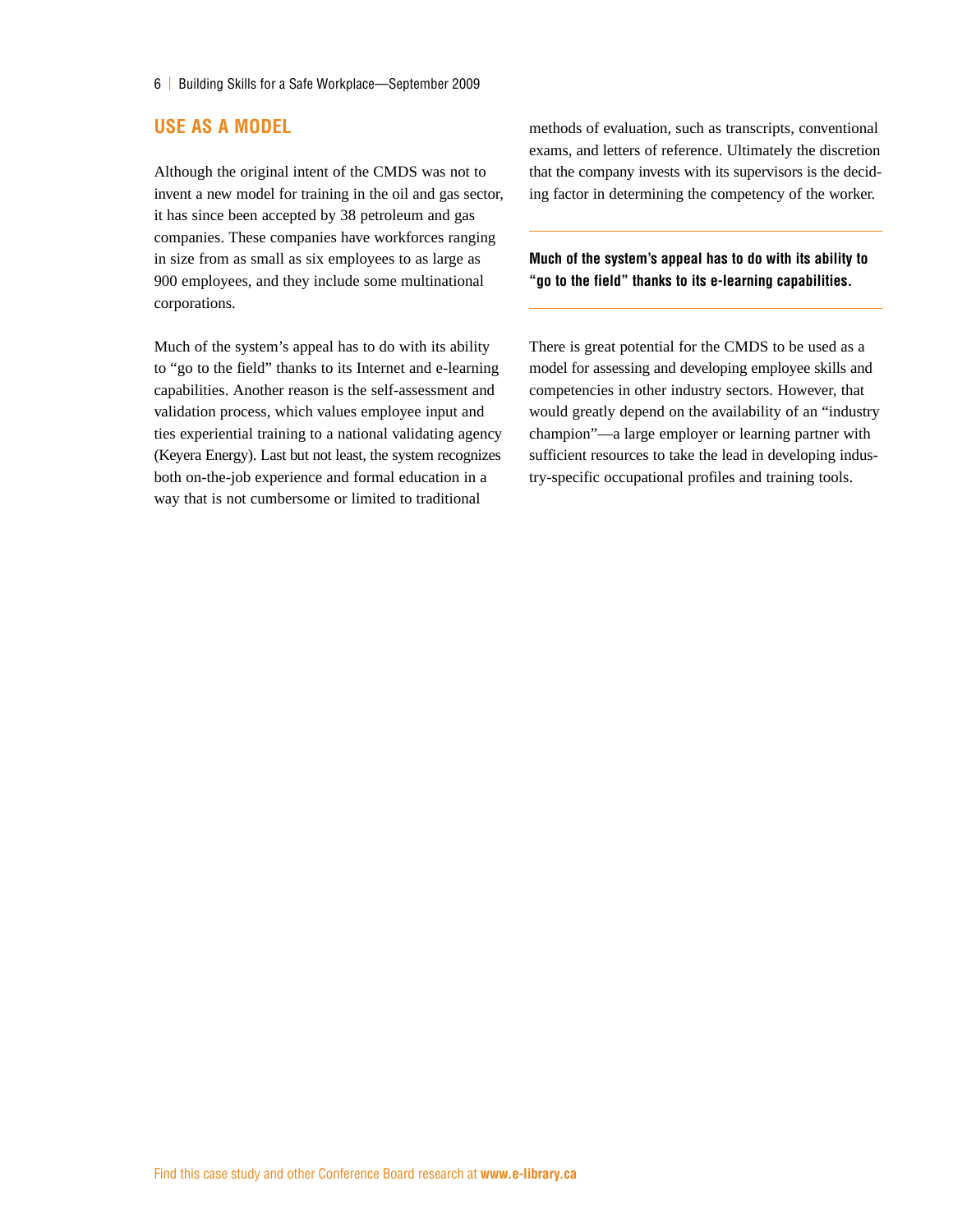## USE AS A MODEL

Although the original intent of the CMDS was not to invent a new model for training in the oil and gas sector, it has since been accepted by 38 petroleum and gas companies. These companies have workforces ranging in size from as small as six employees to as large as 900 employees, and they include some multinational corporations.

Much of the system's appeal has to do with its ability to "go to the field" thanks to its Internet and e-learning capabilities. Another reason is the self-assessment and validation process, which values employee input and ties experiential training to a national validating agency (Keyera Energy). Last but not least, the system recognizes both on-the-job experience and formal education in a way that is not cumbersome or limited to traditional methods of evaluation, such as transcripts, conventional exams, and letters of reference. Ultimately the discretion that the company invests with its supervisors is the deciding factor in determining the competency of the worker.

**Much of the system's appeal has to do with its ability to "go to the field" thanks to its e-learning capabilities.**

There is great potential for the CMDS to be used as a model for assessing and developing employee skills and competencies in other industry sectors. However, that would greatly depend on the availability of an "industry champion"—a large employer or learning partner with sufficient resources to take the lead in developing industry-specific occupational profiles and training tools.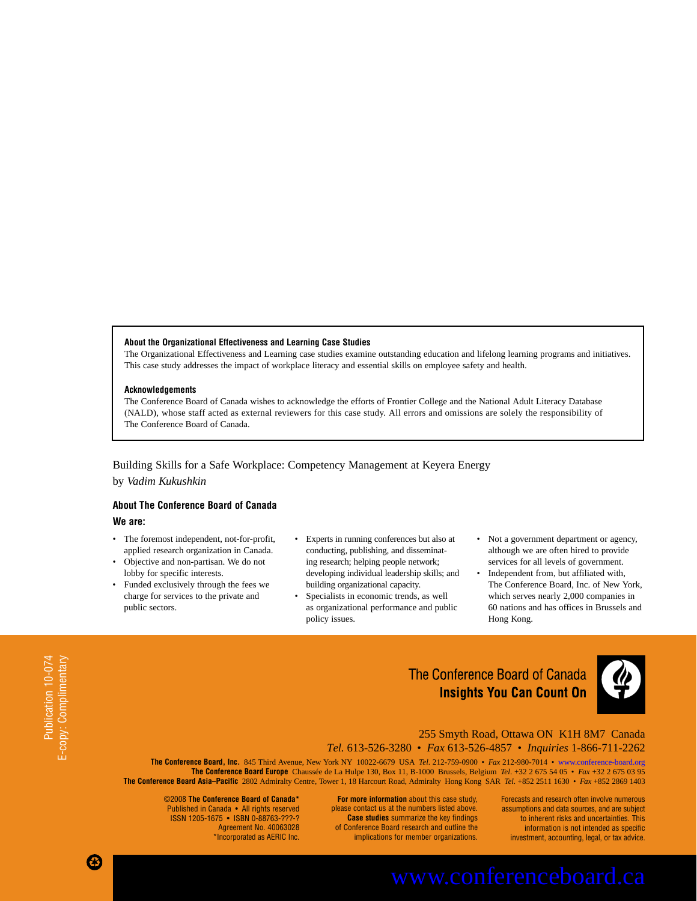**About the Organizational Effectiveness and Learning Case Studies**

The Organizational Effectiveness and Learning case studies examine outstanding education and lifelong learning programs and initiatives. This case study addresses the impact of workplace literacy and essential skills on employee safety and health.

**Acknowledgements**

The Conference Board of Canada wishes to acknowledge the efforts of Frontier College and the National Adult Literacy Database (NALD), whose staff acted as external reviewers for this case study. All errors and omissions are solely the responsibility of The Conference Board of Canada.

Building Skills for a Safe Workplace: Competency Management at Keyera Energy
by *Vadim Kukushkin*

## About The Conference Board of Canada

**We are:**

- The foremost independent, not-for-profit, applied research organization in Canada.
- Objective and non-partisan. We do not lobby for specific interests.
- Funded exclusively through the fees we charge for services to the private and public sectors.
- Experts in running conferences but also at conducting, publishing, and disseminating research; helping people network; developing individual leadership skills; and building organizational capacity.
- Specialists in economic trends, as well as organizational performance and public policy issues.
- Not a government department or agency, although we are often hired to provide services for all levels of government.
- Independent from, but affiliated with, The Conference Board, Inc. of New York, which serves nearly 2,000 companies in 60 nations and has offices in Brussels and Hong Kong.

Publication 10-074
E-copy: Complimentary

The Conference Board of Canada
**Insights You Can Count On**

255 Smyth Road, Ottawa ON K1H 8M7 Canada
*Tel.* 613-526-3280 • *Fax* 613-526-4857 • *Inquiries* 1-866-711-2262

**The Conference Board, Inc.** 845 Third Avenue, New York NY 10022-6679 USA *Tel.* 212-759-0900 • *Fax* 212-980-7014 • www.conference-board.org
**The Conference Board Europe** Chaussée de La Hulpe 130, Box 11, B-1000 Brussels, Belgium *Tel.* +32 2 675 54 05 • *Fax* +32 2 675 03 95
**The Conference Board Asia–Pacific** 2802 Admiralty Centre, Tower 1, 18 Harcourt Road, Admiralty Hong Kong SAR *Tel.* +852 2511 1630 • *Fax* +852 2869 1403

©2008 **The Conference Board of Canada***
Published in Canada • All rights reserved
ISSN 1205-1675 • ISBN 0-88763-???-?
Agreement No. 40063028
*Incorporated as AERIC Inc.

**For more information** about this case study, please contact us at the numbers listed above.
**Case studies** summarize the key findings of Conference Board research and outline the implications for member organizations.

Forecasts and research often involve numerous assumptions and data sources, and are subject to inherent risks and uncertainties. This information is not intended as specific investment, accounting, legal, or tax advice.

www.conferenceboard.ca